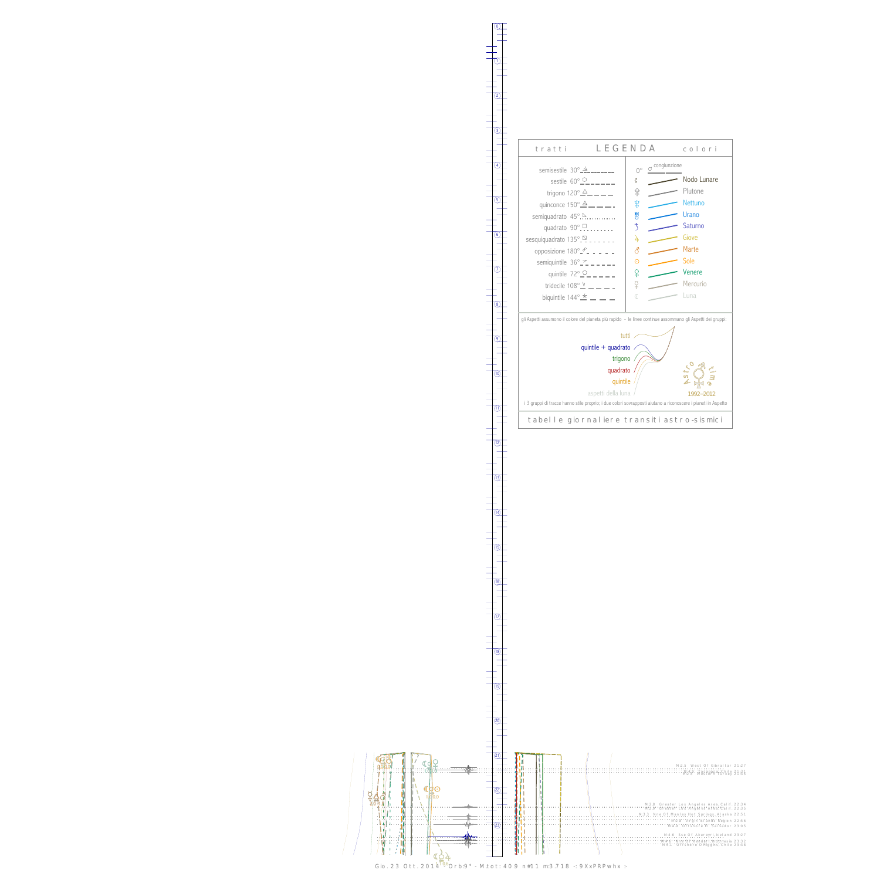## LEGENDA

| tratti | | colori | |
|---|---|---|---|
| semisestile 30° | | 0° | congiunzione |
| sestile 60° | | ☊ | Nodo Lunare |
| trigono 120° | | ♇ | Plutone |
| quinconce 150° | | ♆ | Nettuno |
| semiquadrato 45° | | ♅ | Urano |
| quadrato 90° | | ♄ | Saturno |
| sesquiquadrato 135° | | ♃ | Giove |
| opposizione 180° | | ♂ | Marte |
| semiquintile 36° | | ☉ | Sole |
| quintile 72° | | ♀ | Venere |
| tridecile 108° | | ☿ | Mercurio |
| biquintile 144° | | ☾ | Luna |

gli Aspetti assumono il colore del pianeta più rapido - le linee continue assommano gli Aspetti dei gruppi:

- tutti
- quintile + quadrato
- trigono
- quadrato
- quintile
- aspetti della luna

Astro time 1992–2012

i 3 gruppi di tracce hanno stile proprio; i due colori sovrapposti aiutano a riconoscere i pianeti in Aspetto

tabelle giornaliere transiti astro-sismici

M 2.1 West Of Gibraltar 21:27
M 2.5 ... Chile 21:31
M 2.5 Western Turkey 21:35

M 2.8 Greater Los Angeles Area, Calif. 22:34
M 2.0 Greater Los Angeles Area, Calif. 22:35
M 3.3 Nne Of Manley Hot Springs, Alaska 22:51
M 2.8 Virgin Islands Region 22:56
M 4.0 Offshore El Salvador 23:05

M 4.8 Sse Of Akureyri, Iceland 23:27
M 4.6 Nnw Of Sandakan, Indonesia 23:32
M 4.1 Offshore O'Higgins, Chile 23:38

Gio. 23 Ott. 2014 - Orb:9° - M.tot: 40.9 n#11 m:3.718 -: 9XxPRPwhx :-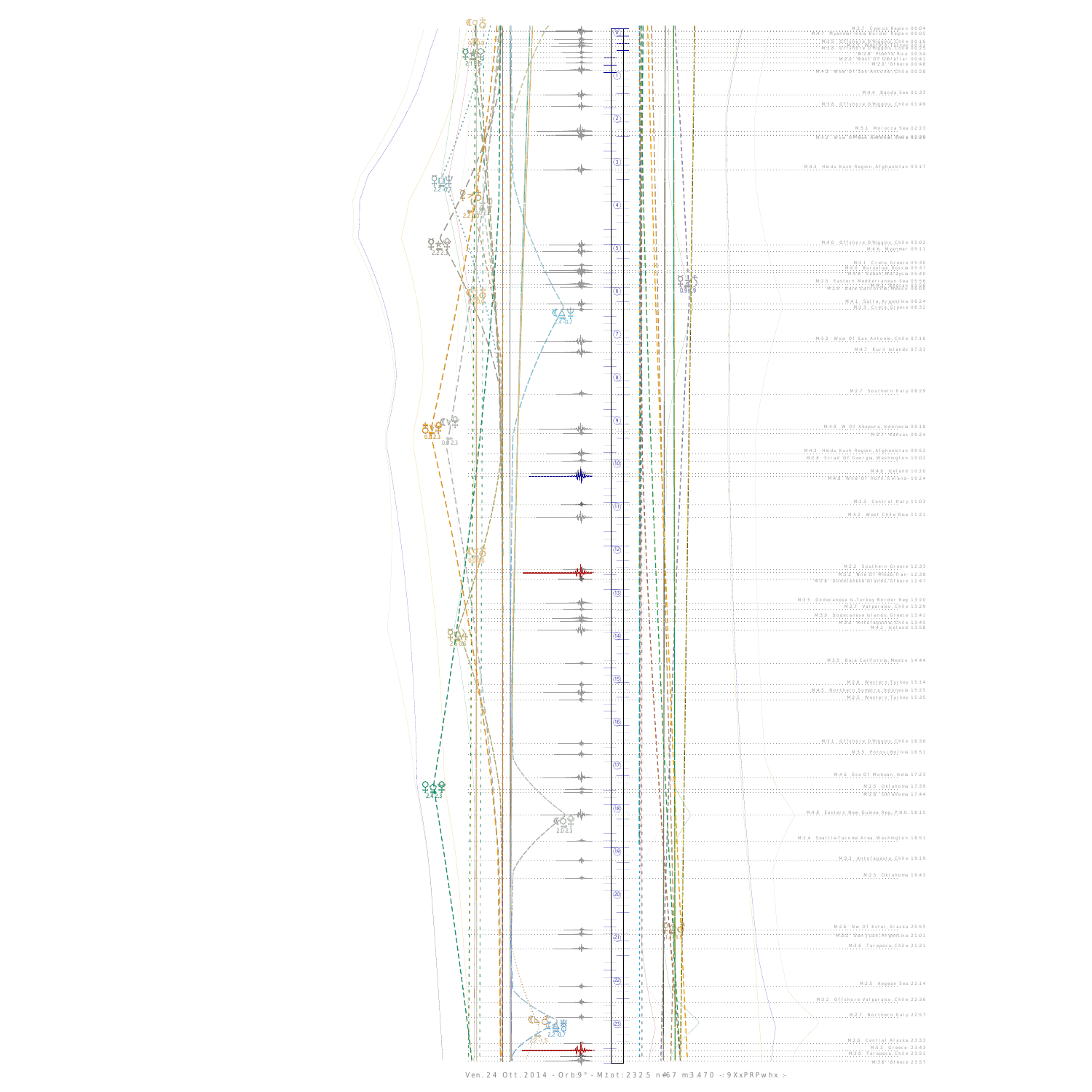M:2.7 Cyprus Region 00:04
M:2.1 Myanmar-India Border Region 00:05
M:3.5 Offshore O'Higgins, Chile 00:16
M:3.8 Offshore O'Higgins, Chile 00:23
M:2.8 Puerto Rico 00:34
M:2.2 West Of Gibraltar 00:41
M:2.5 Greece 00:46
M:4.2 Wsw Of San Antonio, Chile 00:58
M:4.4 Banda Sea 01:33
M:3.8 Offshore O'Higgins, Chile 01:49
M:5.1 Molucca Sea 02:23
M:4.2 Wsw Of San Antonio, Chile 02:28
M:4.5 Hindu Kush Region, Afghanistan 03:17
M:4.0 Offshore O'Higgins, Chile 05:02
M:4.6 Myanmar 05:11
M:2.1 Crete, Greece 05:30
M:4.3 Koryakiya, Russia 05:37
M:4.6 Sabah, Malaysia 05:40
M:2.5 Eastern Mediterranean Sea 05:56
M:3.0 Baja California, Mexico 06:00
M:4.1 Salta, Argentina 06:24
M:2.3 Crete, Greece 06:32
M:3.2 Wsw Of San Antonio, Chile 07:16
M:4.7 Kuril Islands 07:31
M:2.7 Southern Italy 08:29
M:4.9 W. Of Abepura, Indonesia 09:18
M:2.7 Kansas 09:24
M:4.2 Hindu Kush Region, Afghanistan 09:52
M:2.8 Strait Of Georgia, Washington 10:02
M:4.6 Iceland 10:20
M:4.8 Wnw Of Hofn, Iceland 10:24
M:2.3 Central Italy 11:03
M:5.2 West Chile Rise 11:21
M:2.2 Southern Greece 12:33
M:3.2 Nne Of Ahvaz, Iran 12:38
M:2.8 Dodecanese Islands, Greece 12:47
M:3.3 Dodecanese Is.-Turkey Border Reg 13:20
M:3.7 Valparaiso, Chile 13:29
M:3.0 Dodecanese Islands, Greece 13:41
M:3.0 Antofagasta, Chile 13:45
M:4.1 Iceland 13:58
M:2.5 Baja California, Mexico 14:44
M:2.6 Western Turkey 15:14
M:4.5 Northern Sumatra, Indonesia 15:25
M:2.5 Western Turkey 15:35
M:3.1 Offshore O'Higgins, Chile 16:36
M:3.5 Potosi, Bolivia 16:51
M:4.6 Ese Of Mohean, India 17:23
M:2.5 Oklahoma 17:39
M:2.6 Oklahoma 17:44
M:4.8 Eastern New Guinea Reg, P.N.G. 18:15
M:2.4 Seattle-Tacoma Area, Washington 18:51
M:3.3 Antofagasta, Chile 19:19
M:2.5 Oklahoma 19:43
M:2.6 Nw Of Ester, Alaska 20:55
M:3.3 San Juan, Argentina 21:01
M:3.6 Tarapaca, Chile 21:21
M:2.5 Aegean Sea 22:14
M:3.2 Offshore Valparaiso, Chile 22:36
M:2.7 Northern Italy 22:57
M:2.6 Central Alaska 23:33
M:3.3 Greece 23:43
M:3.0 Tarapaca, Chile 23:51
M:2.6 Greece 23:57

Ven. 24 Ott. 2014 - Orb:9° - M.tot: 232.5 n#67 m:3.470 -: 9XxPRPwhx :-